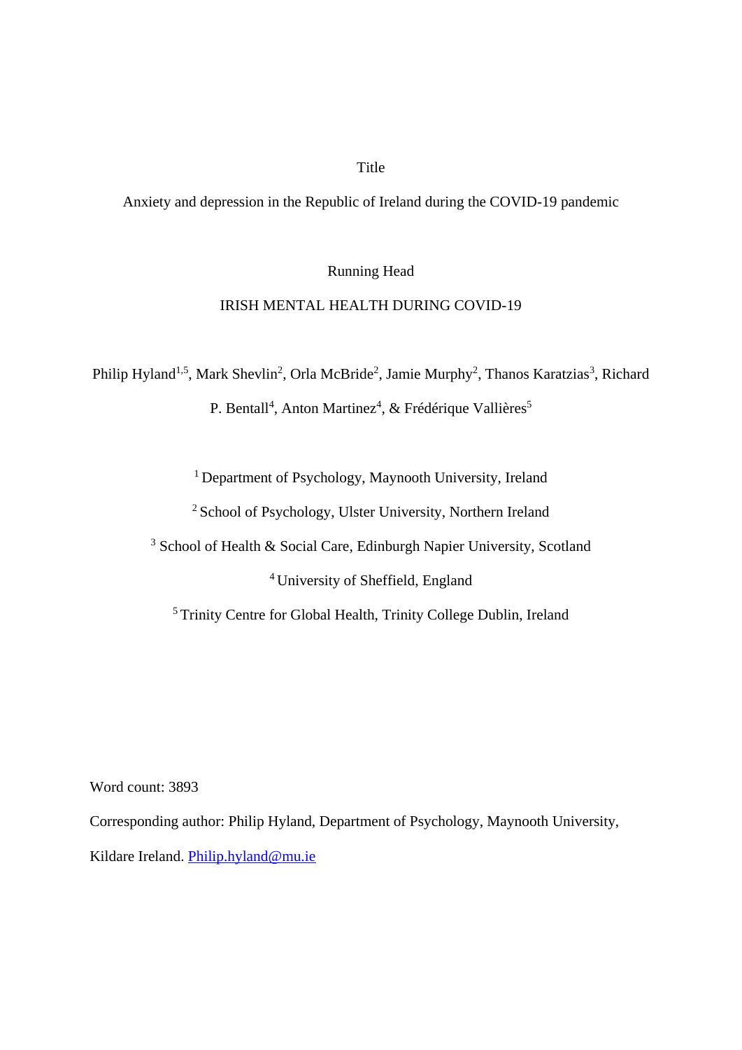Title

# Anxiety and depression in the Republic of Ireland during the COVID-19 pandemic

Running Head

IRISH MENTAL HEALTH DURING COVID-19

Philip Hyland[1,5], Mark Shevlin[2], Orla McBride[2], Jamie Murphy[2], Thanos Karatzias[3], Richard P. Bentall[4], Anton Martinez[4], & Frédérique Vallières[5]

[1] Department of Psychology, Maynooth University, Ireland

[2] School of Psychology, Ulster University, Northern Ireland

[3] School of Health & Social Care, Edinburgh Napier University, Scotland

[4] University of Sheffield, England

[5] Trinity Centre for Global Health, Trinity College Dublin, Ireland

Word count: 3893

Corresponding author: Philip Hyland, Department of Psychology, Maynooth University, Kildare Ireland. Philip.hyland@mu.ie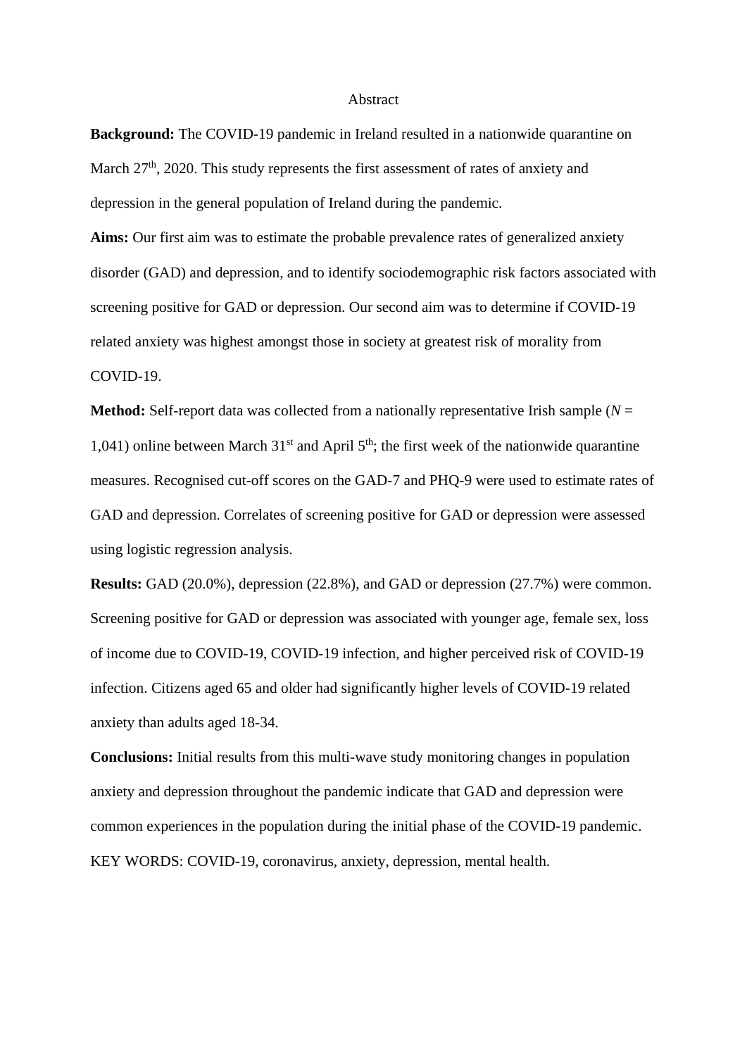# Abstract

**Background:** The COVID-19 pandemic in Ireland resulted in a nationwide quarantine on March 27th, 2020. This study represents the first assessment of rates of anxiety and depression in the general population of Ireland during the pandemic.

**Aims:** Our first aim was to estimate the probable prevalence rates of generalized anxiety disorder (GAD) and depression, and to identify sociodemographic risk factors associated with screening positive for GAD or depression. Our second aim was to determine if COVID-19 related anxiety was highest amongst those in society at greatest risk of morality from COVID-19.

**Method:** Self-report data was collected from a nationally representative Irish sample ($N$ = 1,041) online between March 31st and April 5th; the first week of the nationwide quarantine measures. Recognised cut-off scores on the GAD-7 and PHQ-9 were used to estimate rates of GAD and depression. Correlates of screening positive for GAD or depression were assessed using logistic regression analysis.

**Results:** GAD (20.0%), depression (22.8%), and GAD or depression (27.7%) were common. Screening positive for GAD or depression was associated with younger age, female sex, loss of income due to COVID-19, COVID-19 infection, and higher perceived risk of COVID-19 infection. Citizens aged 65 and older had significantly higher levels of COVID-19 related anxiety than adults aged 18-34.

**Conclusions:** Initial results from this multi-wave study monitoring changes in population anxiety and depression throughout the pandemic indicate that GAD and depression were common experiences in the population during the initial phase of the COVID-19 pandemic.

KEY WORDS: COVID-19, coronavirus, anxiety, depression, mental health.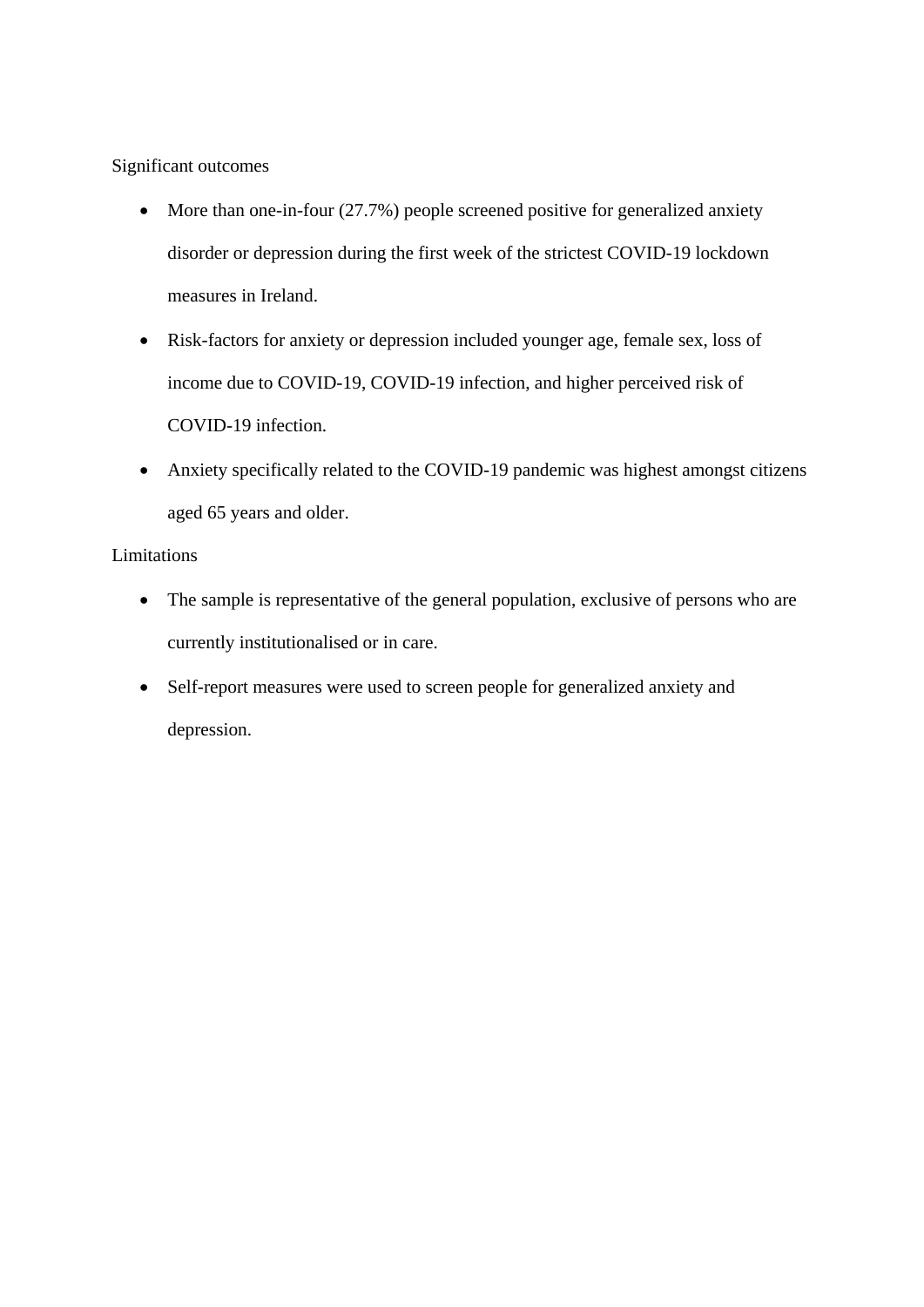## Significant outcomes

- More than one-in-four (27.7%) people screened positive for generalized anxiety disorder or depression during the first week of the strictest COVID-19 lockdown measures in Ireland.
- Risk-factors for anxiety or depression included younger age, female sex, loss of income due to COVID-19, COVID-19 infection, and higher perceived risk of COVID-19 infection.
- Anxiety specifically related to the COVID-19 pandemic was highest amongst citizens aged 65 years and older.

## Limitations

- The sample is representative of the general population, exclusive of persons who are currently institutionalised or in care.
- Self-report measures were used to screen people for generalized anxiety and depression.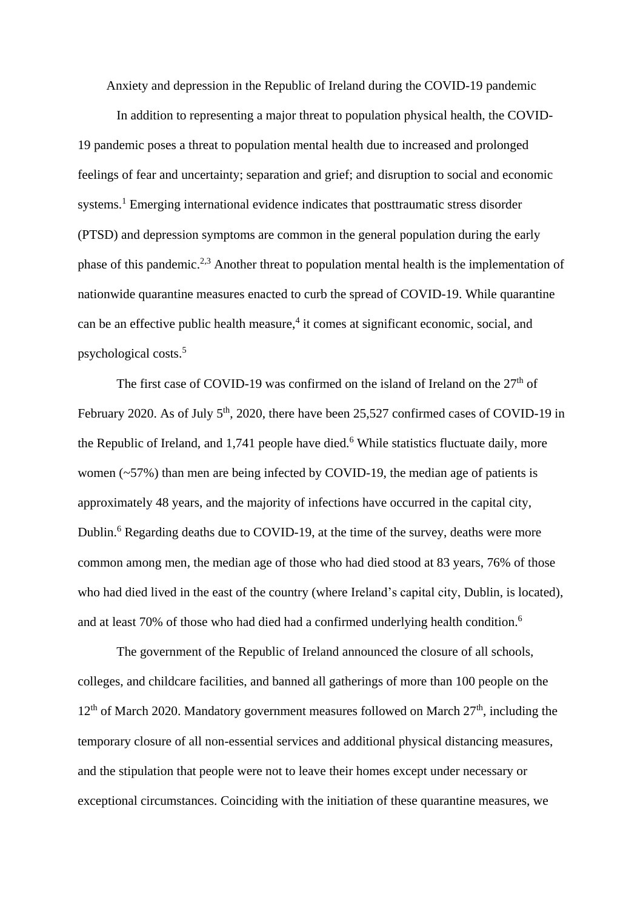# Anxiety and depression in the Republic of Ireland during the COVID-19 pandemic

In addition to representing a major threat to population physical health, the COVID-19 pandemic poses a threat to population mental health due to increased and prolonged feelings of fear and uncertainty; separation and grief; and disruption to social and economic systems.[1] Emerging international evidence indicates that posttraumatic stress disorder (PTSD) and depression symptoms are common in the general population during the early phase of this pandemic.[2,3] Another threat to population mental health is the implementation of nationwide quarantine measures enacted to curb the spread of COVID-19. While quarantine can be an effective public health measure,[4] it comes at significant economic, social, and psychological costs.[5]

The first case of COVID-19 was confirmed on the island of Ireland on the 27th of February 2020. As of July 5th, 2020, there have been 25,527 confirmed cases of COVID-19 in the Republic of Ireland, and 1,741 people have died.[6] While statistics fluctuate daily, more women (~57%) than men are being infected by COVID-19, the median age of patients is approximately 48 years, and the majority of infections have occurred in the capital city, Dublin.[6] Regarding deaths due to COVID-19, at the time of the survey, deaths were more common among men, the median age of those who had died stood at 83 years, 76% of those who had died lived in the east of the country (where Ireland's capital city, Dublin, is located), and at least 70% of those who had died had a confirmed underlying health condition.[6]

The government of the Republic of Ireland announced the closure of all schools, colleges, and childcare facilities, and banned all gatherings of more than 100 people on the 12th of March 2020. Mandatory government measures followed on March 27th, including the temporary closure of all non-essential services and additional physical distancing measures, and the stipulation that people were not to leave their homes except under necessary or exceptional circumstances. Coinciding with the initiation of these quarantine measures, we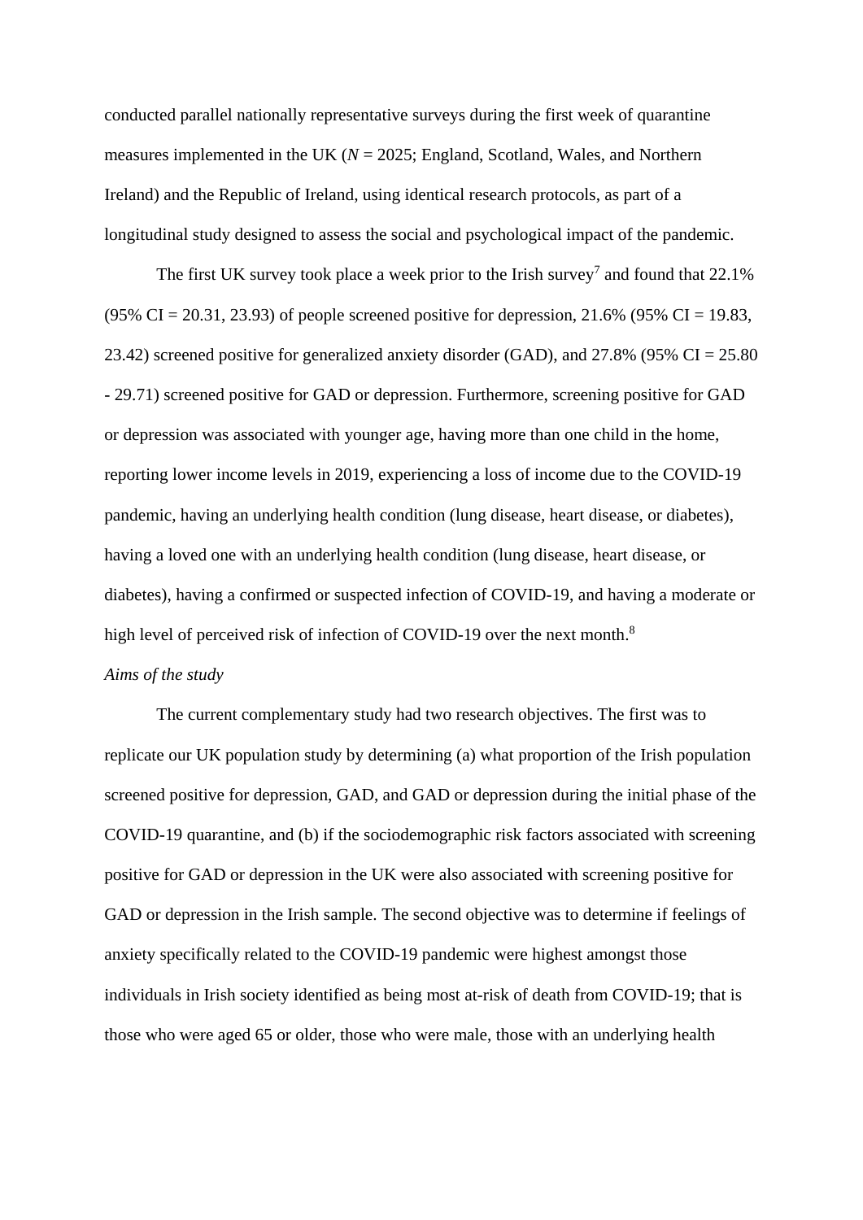conducted parallel nationally representative surveys during the first week of quarantine measures implemented in the UK ($N$ = 2025; England, Scotland, Wales, and Northern Ireland) and the Republic of Ireland, using identical research protocols, as part of a longitudinal study designed to assess the social and psychological impact of the pandemic.

The first UK survey took place a week prior to the Irish survey[7] and found that 22.1% (95% CI = 20.31, 23.93) of people screened positive for depression, 21.6% (95% CI = 19.83, 23.42) screened positive for generalized anxiety disorder (GAD), and 27.8% (95% CI = 25.80 - 29.71) screened positive for GAD or depression. Furthermore, screening positive for GAD or depression was associated with younger age, having more than one child in the home, reporting lower income levels in 2019, experiencing a loss of income due to the COVID-19 pandemic, having an underlying health condition (lung disease, heart disease, or diabetes), having a loved one with an underlying health condition (lung disease, heart disease, or diabetes), having a confirmed or suspected infection of COVID-19, and having a moderate or high level of perceived risk of infection of COVID-19 over the next month.[8]

*Aims of the study*

The current complementary study had two research objectives. The first was to replicate our UK population study by determining (a) what proportion of the Irish population screened positive for depression, GAD, and GAD or depression during the initial phase of the COVID-19 quarantine, and (b) if the sociodemographic risk factors associated with screening positive for GAD or depression in the UK were also associated with screening positive for GAD or depression in the Irish sample. The second objective was to determine if feelings of anxiety specifically related to the COVID-19 pandemic were highest amongst those individuals in Irish society identified as being most at-risk of death from COVID-19; that is those who were aged 65 or older, those who were male, those with an underlying health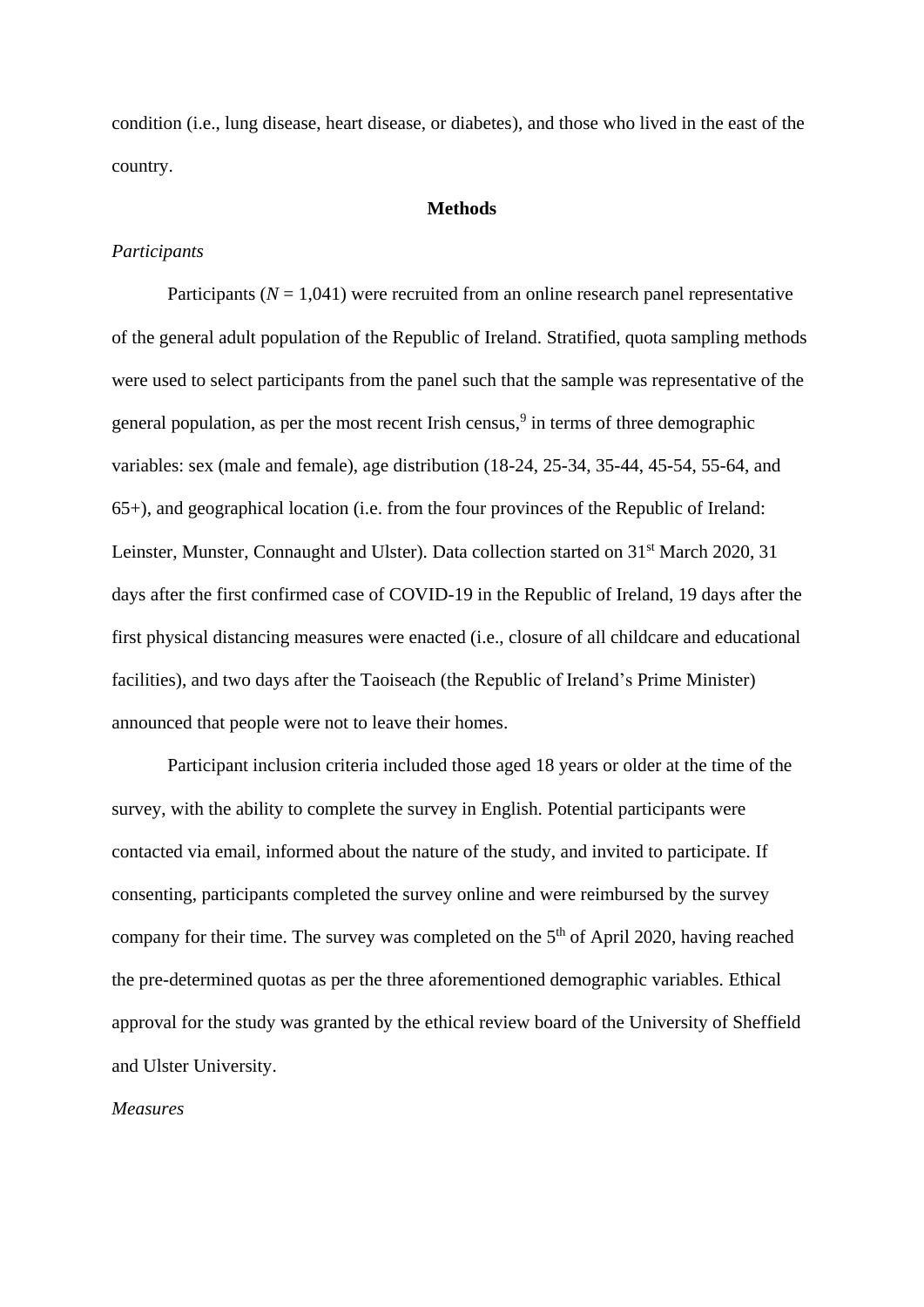condition (i.e., lung disease, heart disease, or diabetes), and those who lived in the east of the country.

## Methods

### *Participants*

Participants (*N* = 1,041) were recruited from an online research panel representative of the general adult population of the Republic of Ireland. Stratified, quota sampling methods were used to select participants from the panel such that the sample was representative of the general population, as per the most recent Irish census,[9] in terms of three demographic variables: sex (male and female), age distribution (18-24, 25-34, 35-44, 45-54, 55-64, and 65+), and geographical location (i.e. from the four provinces of the Republic of Ireland: Leinster, Munster, Connaught and Ulster). Data collection started on 31st March 2020, 31 days after the first confirmed case of COVID-19 in the Republic of Ireland, 19 days after the first physical distancing measures were enacted (i.e., closure of all childcare and educational facilities), and two days after the Taoiseach (the Republic of Ireland's Prime Minister) announced that people were not to leave their homes.

Participant inclusion criteria included those aged 18 years or older at the time of the survey, with the ability to complete the survey in English. Potential participants were contacted via email, informed about the nature of the study, and invited to participate. If consenting, participants completed the survey online and were reimbursed by the survey company for their time. The survey was completed on the 5th of April 2020, having reached the pre-determined quotas as per the three aforementioned demographic variables. Ethical approval for the study was granted by the ethical review board of the University of Sheffield and Ulster University.

### *Measures*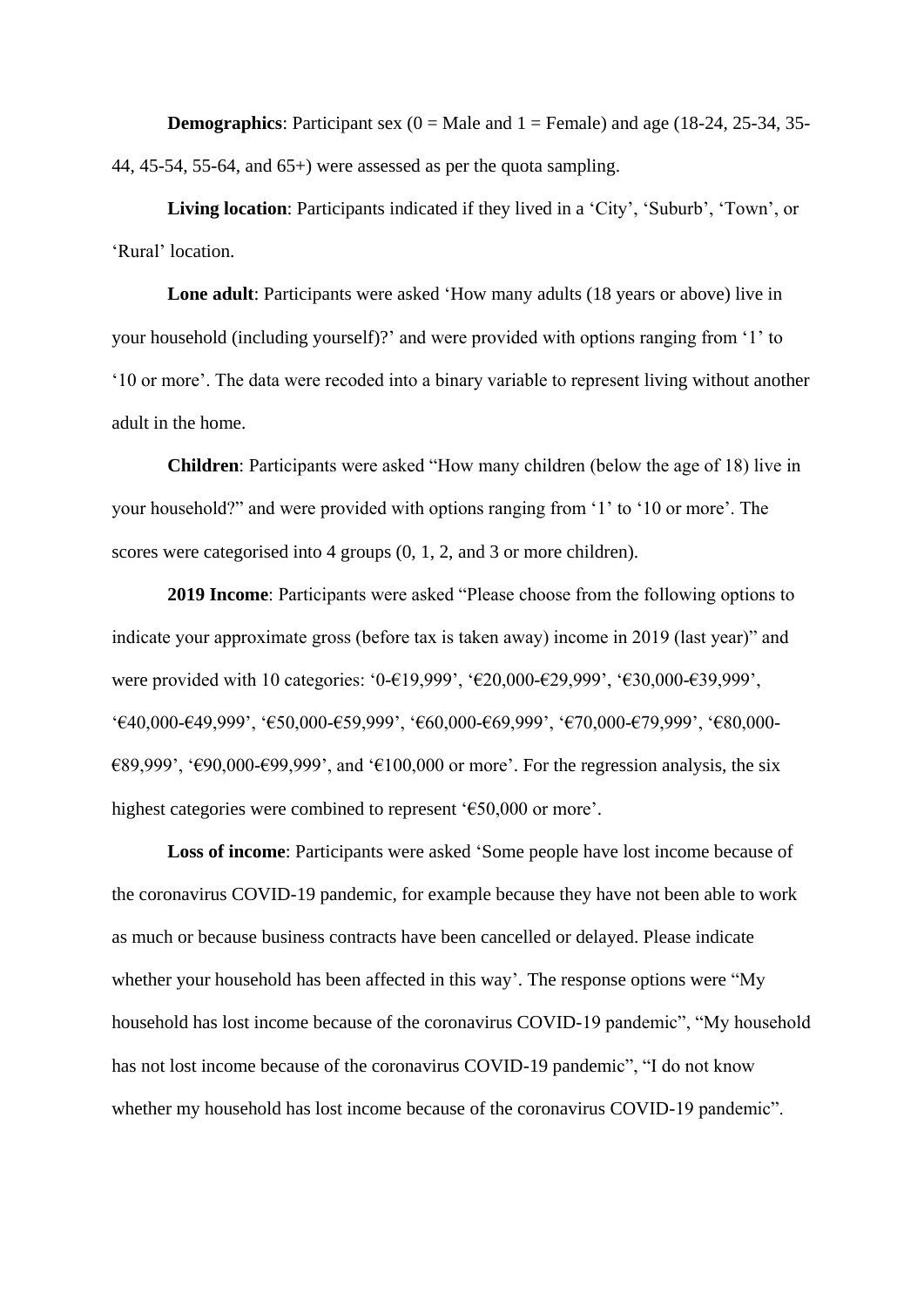**Demographics**: Participant sex (0 = Male and 1 = Female) and age (18-24, 25-34, 35-44, 45-54, 55-64, and 65+) were assessed as per the quota sampling.

**Living location**: Participants indicated if they lived in a 'City', 'Suburb', 'Town', or 'Rural' location.

**Lone adult**: Participants were asked 'How many adults (18 years or above) live in your household (including yourself)?' and were provided with options ranging from '1' to '10 or more'. The data were recoded into a binary variable to represent living without another adult in the home.

**Children**: Participants were asked "How many children (below the age of 18) live in your household?" and were provided with options ranging from '1' to '10 or more'. The scores were categorised into 4 groups (0, 1, 2, and 3 or more children).

**2019 Income**: Participants were asked "Please choose from the following options to indicate your approximate gross (before tax is taken away) income in 2019 (last year)" and were provided with 10 categories: '0-€19,999', '€20,000-€29,999', '€30,000-€39,999', '€40,000-€49,999', '€50,000-€59,999', '€60,000-€69,999', '€70,000-€79,999', '€80,000-€89,999', '€90,000-€99,999', and '€100,000 or more'. For the regression analysis, the six highest categories were combined to represent '€50,000 or more'.

**Loss of income**: Participants were asked 'Some people have lost income because of the coronavirus COVID-19 pandemic, for example because they have not been able to work as much or because business contracts have been cancelled or delayed. Please indicate whether your household has been affected in this way'. The response options were "My household has lost income because of the coronavirus COVID-19 pandemic", "My household has not lost income because of the coronavirus COVID-19 pandemic", "I do not know whether my household has lost income because of the coronavirus COVID-19 pandemic".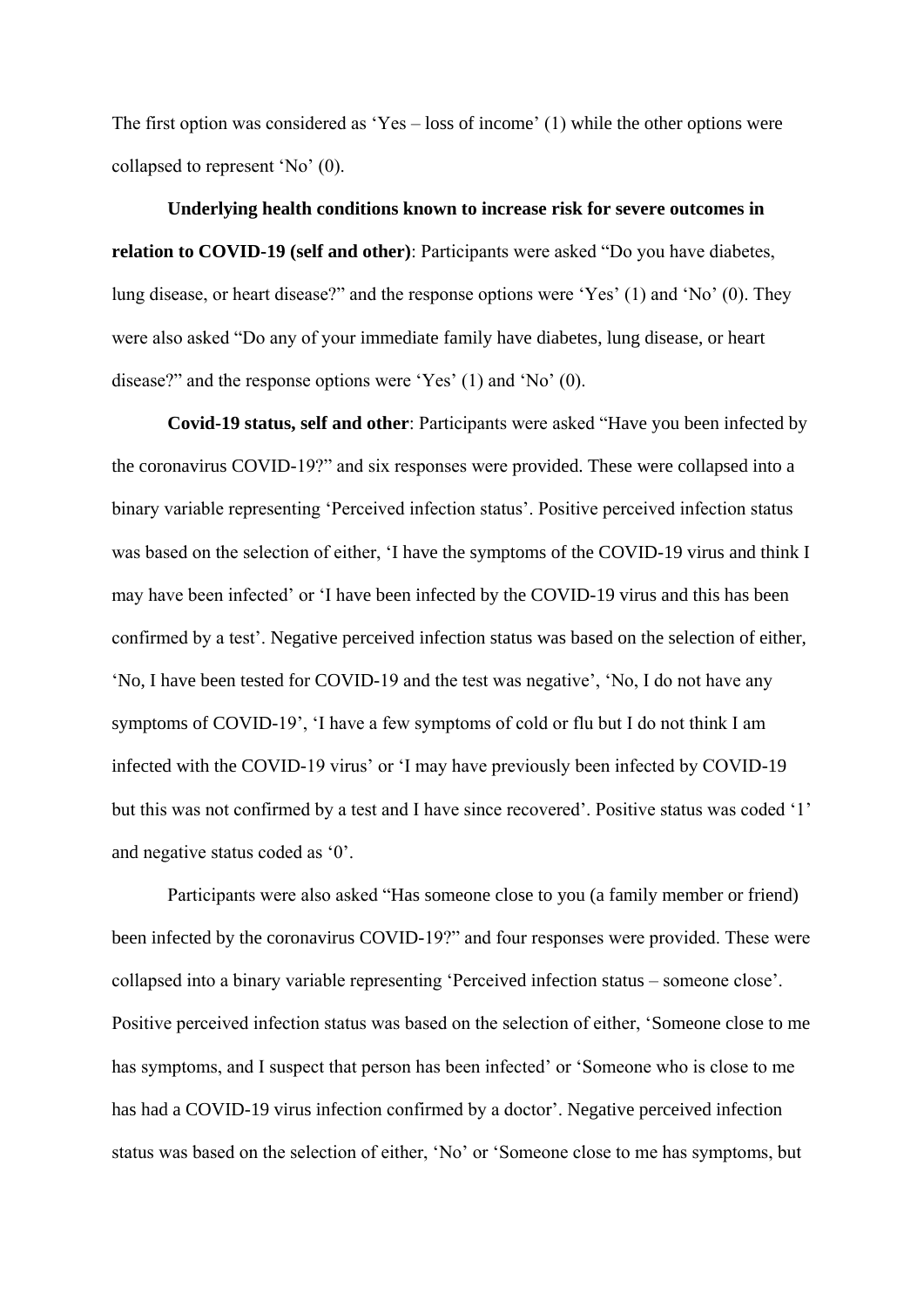The first option was considered as ‘Yes – loss of income’ (1) while the other options were collapsed to represent ‘No’ (0).

**Underlying health conditions known to increase risk for severe outcomes in relation to COVID-19 (self and other)**: Participants were asked “Do you have diabetes, lung disease, or heart disease?” and the response options were ‘Yes’ (1) and ‘No’ (0). They were also asked “Do any of your immediate family have diabetes, lung disease, or heart disease?” and the response options were ‘Yes’ (1) and ‘No’ (0).

**Covid-19 status, self and other**: Participants were asked “Have you been infected by the coronavirus COVID-19?” and six responses were provided. These were collapsed into a binary variable representing ‘Perceived infection status’. Positive perceived infection status was based on the selection of either, ‘I have the symptoms of the COVID-19 virus and think I may have been infected’ or ‘I have been infected by the COVID-19 virus and this has been confirmed by a test’. Negative perceived infection status was based on the selection of either, ‘No, I have been tested for COVID-19 and the test was negative’, ‘No, I do not have any symptoms of COVID-19’, ‘I have a few symptoms of cold or flu but I do not think I am infected with the COVID-19 virus’ or ‘I may have previously been infected by COVID-19 but this was not confirmed by a test and I have since recovered’. Positive status was coded ‘1’ and negative status coded as ‘0’.

Participants were also asked “Has someone close to you (a family member or friend) been infected by the coronavirus COVID-19?” and four responses were provided. These were collapsed into a binary variable representing ‘Perceived infection status – someone close’. Positive perceived infection status was based on the selection of either, ‘Someone close to me has symptoms, and I suspect that person has been infected’ or ‘Someone who is close to me has had a COVID-19 virus infection confirmed by a doctor’. Negative perceived infection status was based on the selection of either, ‘No’ or ‘Someone close to me has symptoms, but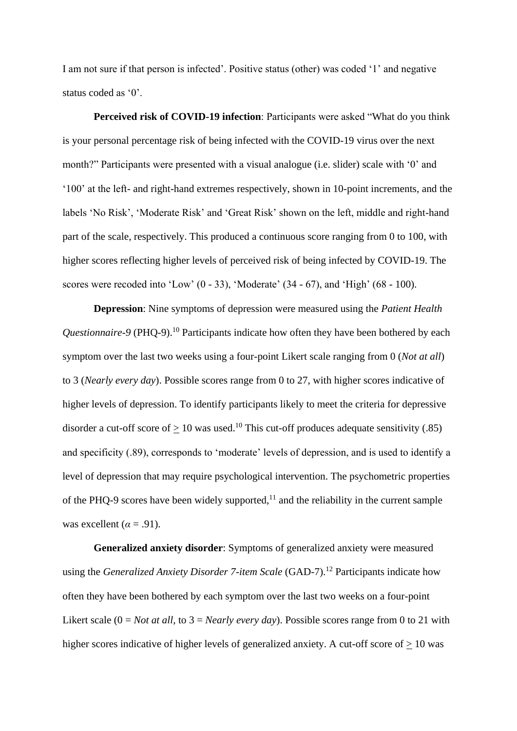I am not sure if that person is infected'. Positive status (other) was coded '1' and negative status coded as '0'.

**Perceived risk of COVID-19 infection**: Participants were asked "What do you think is your personal percentage risk of being infected with the COVID-19 virus over the next month?" Participants were presented with a visual analogue (i.e. slider) scale with '0' and '100' at the left- and right-hand extremes respectively, shown in 10-point increments, and the labels 'No Risk', 'Moderate Risk' and 'Great Risk' shown on the left, middle and right-hand part of the scale, respectively. This produced a continuous score ranging from 0 to 100, with higher scores reflecting higher levels of perceived risk of being infected by COVID-19. The scores were recoded into 'Low' (0 - 33), 'Moderate' (34 - 67), and 'High' (68 - 100).

**Depression**: Nine symptoms of depression were measured using the *Patient Health Questionnaire-9* (PHQ-9).[10] Participants indicate how often they have been bothered by each symptom over the last two weeks using a four-point Likert scale ranging from 0 (*Not at all*) to 3 (*Nearly every day*). Possible scores range from 0 to 27, with higher scores indicative of higher levels of depression. To identify participants likely to meet the criteria for depressive disorder a cut-off score of $\geq$ 10 was used.[10] This cut-off produces adequate sensitivity (.85) and specificity (.89), corresponds to 'moderate' levels of depression, and is used to identify a level of depression that may require psychological intervention. The psychometric properties of the PHQ-9 scores have been widely supported,[11] and the reliability in the current sample was excellent ($\alpha$ = .91).

**Generalized anxiety disorder**: Symptoms of generalized anxiety were measured using the *Generalized Anxiety Disorder 7-item Scale* (GAD-7).[12] Participants indicate how often they have been bothered by each symptom over the last two weeks on a four-point Likert scale (0 = *Not at all*, to 3 = *Nearly every day*). Possible scores range from 0 to 21 with higher scores indicative of higher levels of generalized anxiety. A cut-off score of $\geq$ 10 was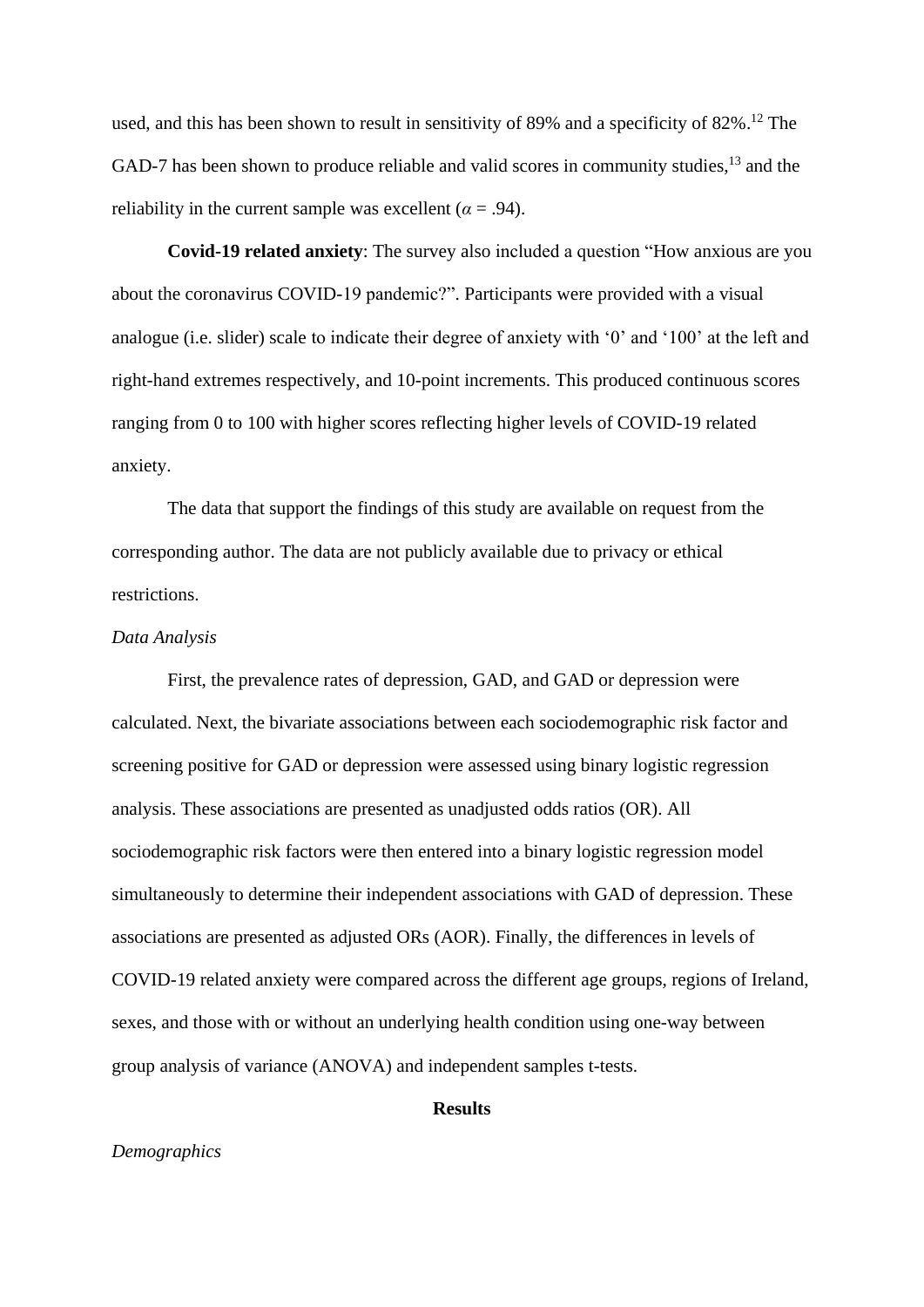used, and this has been shown to result in sensitivity of 89% and a specificity of 82%.[12] The GAD-7 has been shown to produce reliable and valid scores in community studies,[13] and the reliability in the current sample was excellent ($\alpha$ = .94).

**Covid-19 related anxiety**: The survey also included a question "How anxious are you about the coronavirus COVID-19 pandemic?". Participants were provided with a visual analogue (i.e. slider) scale to indicate their degree of anxiety with '0' and '100' at the left and right-hand extremes respectively, and 10-point increments. This produced continuous scores ranging from 0 to 100 with higher scores reflecting higher levels of COVID-19 related anxiety.

The data that support the findings of this study are available on request from the corresponding author. The data are not publicly available due to privacy or ethical restrictions.

*Data Analysis*

First, the prevalence rates of depression, GAD, and GAD or depression were calculated. Next, the bivariate associations between each sociodemographic risk factor and screening positive for GAD or depression were assessed using binary logistic regression analysis. These associations are presented as unadjusted odds ratios (OR). All sociodemographic risk factors were then entered into a binary logistic regression model simultaneously to determine their independent associations with GAD of depression. These associations are presented as adjusted ORs (AOR). Finally, the differences in levels of COVID-19 related anxiety were compared across the different age groups, regions of Ireland, sexes, and those with or without an underlying health condition using one-way between group analysis of variance (ANOVA) and independent samples t-tests.

## Results

*Demographics*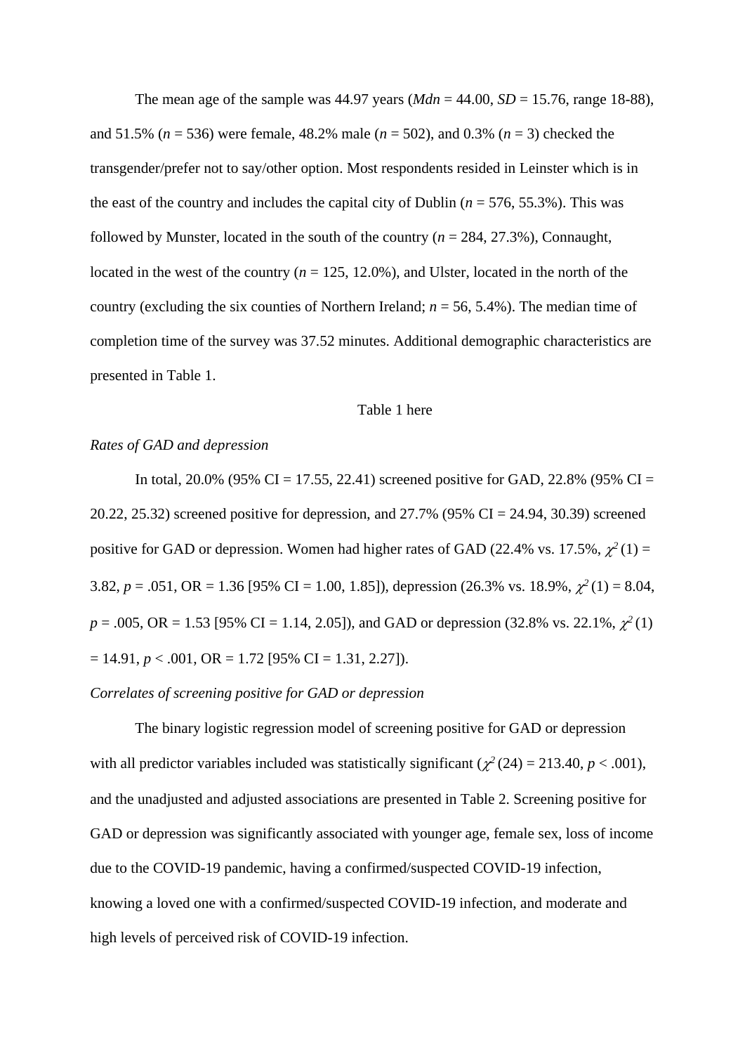The mean age of the sample was 44.97 years (*Mdn* = 44.00, *SD* = 15.76, range 18-88), and 51.5% (*n* = 536) were female, 48.2% male (*n* = 502), and 0.3% (*n* = 3) checked the transgender/prefer not to say/other option. Most respondents resided in Leinster which is in the east of the country and includes the capital city of Dublin (*n* = 576, 55.3%). This was followed by Munster, located in the south of the country (*n* = 284, 27.3%), Connaught, located in the west of the country (*n* = 125, 12.0%), and Ulster, located in the north of the country (excluding the six counties of Northern Ireland; *n* = 56, 5.4%). The median time of completion time of the survey was 37.52 minutes. Additional demographic characteristics are presented in Table 1.

Table 1 here

*Rates of GAD and depression*

In total, 20.0% (95% CI = 17.55, 22.41) screened positive for GAD, 22.8% (95% CI = 20.22, 25.32) screened positive for depression, and 27.7% (95% CI = 24.94, 30.39) screened positive for GAD or depression. Women had higher rates of GAD (22.4% vs. 17.5%, $\chi^2$ (1) = 3.82, *p* = .051, OR = 1.36 [95% CI = 1.00, 1.85]), depression (26.3% vs. 18.9%, $\chi^2$ (1) = 8.04, *p* = .005, OR = 1.53 [95% CI = 1.14, 2.05]), and GAD or depression (32.8% vs. 22.1%, $\chi^2$ (1) = 14.91, *p* < .001, OR = 1.72 [95% CI = 1.31, 2.27]).

*Correlates of screening positive for GAD or depression*

The binary logistic regression model of screening positive for GAD or depression with all predictor variables included was statistically significant ($\chi^2$ (24) = 213.40, *p* < .001), and the unadjusted and adjusted associations are presented in Table 2. Screening positive for GAD or depression was significantly associated with younger age, female sex, loss of income due to the COVID-19 pandemic, having a confirmed/suspected COVID-19 infection, knowing a loved one with a confirmed/suspected COVID-19 infection, and moderate and high levels of perceived risk of COVID-19 infection.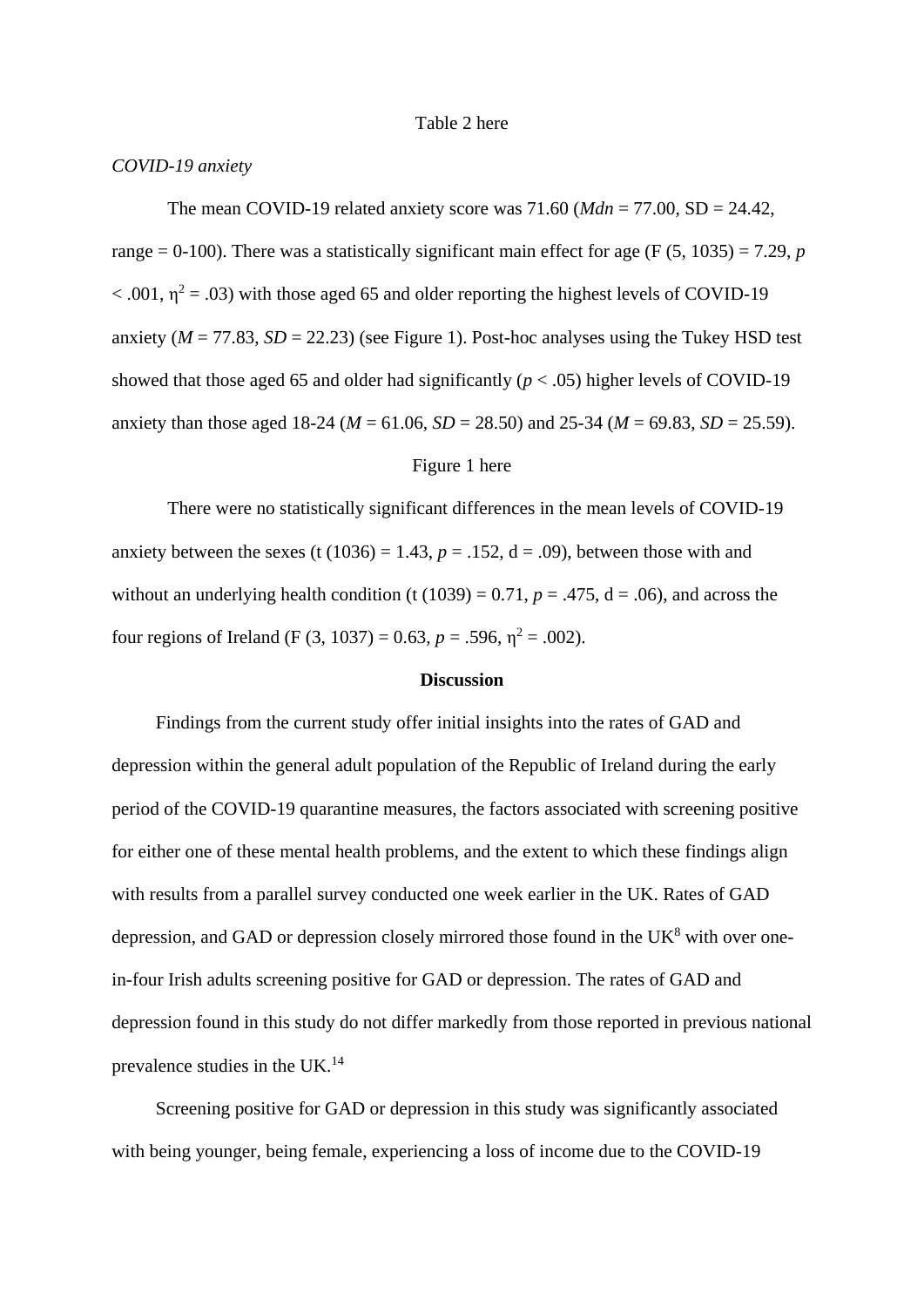Table 2 here

*COVID-19 anxiety*

The mean COVID-19 related anxiety score was 71.60 (*Mdn* = 77.00, SD = 24.42, range = 0-100). There was a statistically significant main effect for age ($F\ (5, 1035) = 7.29$, $p < .001$, $\eta^2 = .03$) with those aged 65 and older reporting the highest levels of COVID-19 anxiety ($M = 77.83$, $SD = 22.23$) (see Figure 1). Post-hoc analyses using the Tukey HSD test showed that those aged 65 and older had significantly ($p < .05$) higher levels of COVID-19 anxiety than those aged 18-24 ($M = 61.06$, $SD = 28.50$) and 25-34 ($M = 69.83$, $SD = 25.59$).

Figure 1 here

There were no statistically significant differences in the mean levels of COVID-19 anxiety between the sexes ($t\ (1036) = 1.43$, $p = .152$, $d = .09$), between those with and without an underlying health condition ($t\ (1039) = 0.71$, $p = .475$, $d = .06$), and across the four regions of Ireland ($F\ (3, 1037) = 0.63$, $p = .596$, $\eta^2 = .002$).

## Discussion

Findings from the current study offer initial insights into the rates of GAD and depression within the general adult population of the Republic of Ireland during the early period of the COVID-19 quarantine measures, the factors associated with screening positive for either one of these mental health problems, and the extent to which these findings align with results from a parallel survey conducted one week earlier in the UK. Rates of GAD depression, and GAD or depression closely mirrored those found in the UK[8] with over one-in-four Irish adults screening positive for GAD or depression. The rates of GAD and depression found in this study do not differ markedly from those reported in previous national prevalence studies in the UK.[14]

Screening positive for GAD or depression in this study was significantly associated with being younger, being female, experiencing a loss of income due to the COVID-19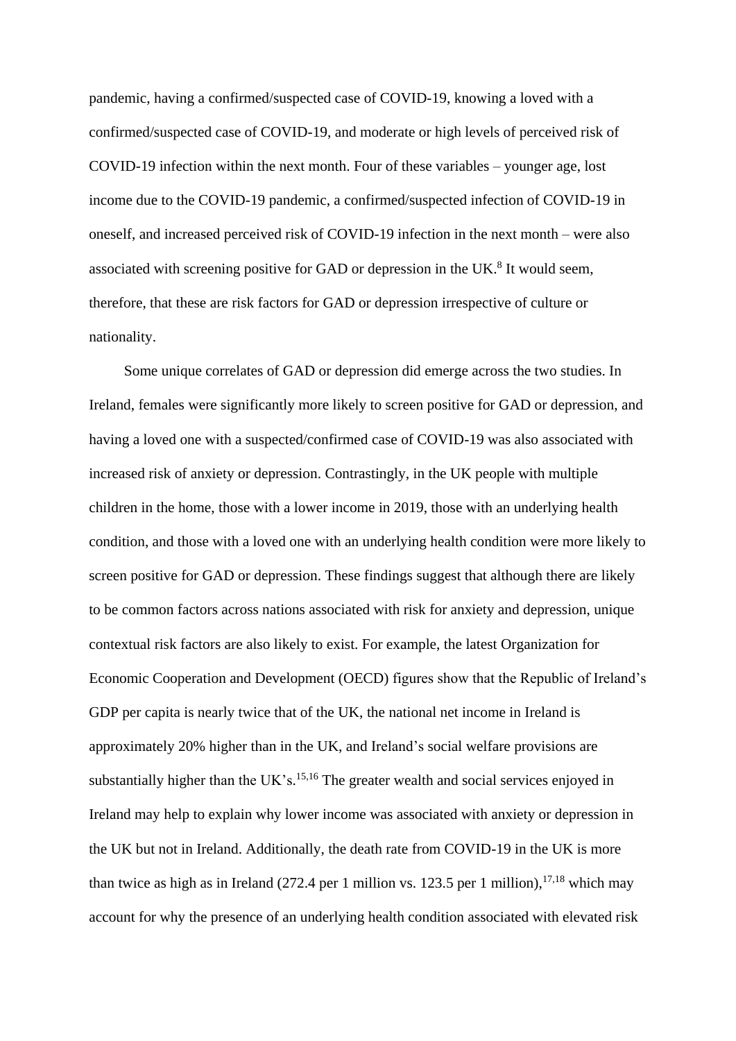pandemic, having a confirmed/suspected case of COVID-19, knowing a loved with a confirmed/suspected case of COVID-19, and moderate or high levels of perceived risk of COVID-19 infection within the next month. Four of these variables – younger age, lost income due to the COVID-19 pandemic, a confirmed/suspected infection of COVID-19 in oneself, and increased perceived risk of COVID-19 infection in the next month – were also associated with screening positive for GAD or depression in the UK.[8] It would seem, therefore, that these are risk factors for GAD or depression irrespective of culture or nationality.

Some unique correlates of GAD or depression did emerge across the two studies. In Ireland, females were significantly more likely to screen positive for GAD or depression, and having a loved one with a suspected/confirmed case of COVID-19 was also associated with increased risk of anxiety or depression. Contrastingly, in the UK people with multiple children in the home, those with a lower income in 2019, those with an underlying health condition, and those with a loved one with an underlying health condition were more likely to screen positive for GAD or depression. These findings suggest that although there are likely to be common factors across nations associated with risk for anxiety and depression, unique contextual risk factors are also likely to exist. For example, the latest Organization for Economic Cooperation and Development (OECD) figures show that the Republic of Ireland's GDP per capita is nearly twice that of the UK, the national net income in Ireland is approximately 20% higher than in the UK, and Ireland's social welfare provisions are substantially higher than the UK's.[15,16] The greater wealth and social services enjoyed in Ireland may help to explain why lower income was associated with anxiety or depression in the UK but not in Ireland. Additionally, the death rate from COVID-19 in the UK is more than twice as high as in Ireland (272.4 per 1 million vs. 123.5 per 1 million),[17,18] which may account for why the presence of an underlying health condition associated with elevated risk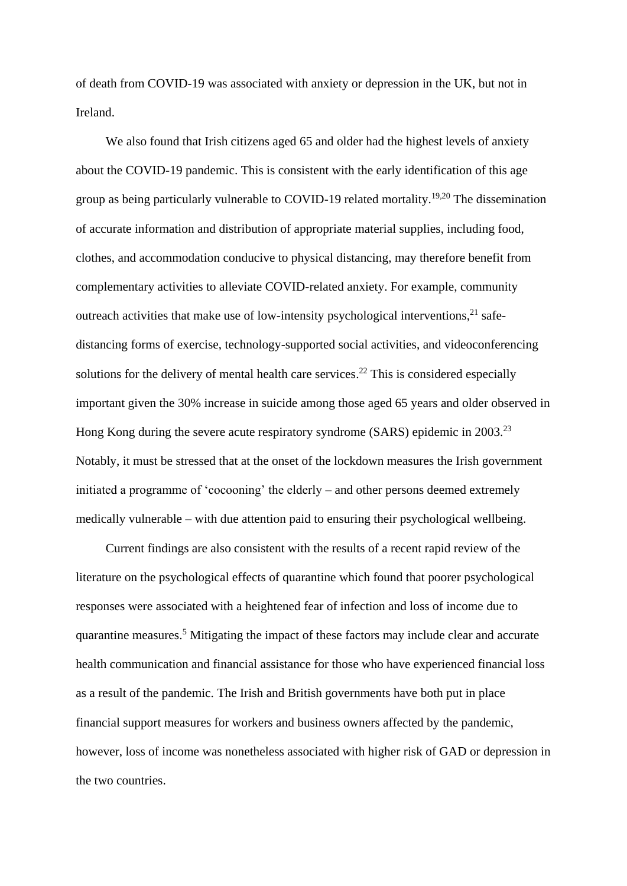of death from COVID-19 was associated with anxiety or depression in the UK, but not in Ireland.

We also found that Irish citizens aged 65 and older had the highest levels of anxiety about the COVID-19 pandemic. This is consistent with the early identification of this age group as being particularly vulnerable to COVID-19 related mortality.[19,20] The dissemination of accurate information and distribution of appropriate material supplies, including food, clothes, and accommodation conducive to physical distancing, may therefore benefit from complementary activities to alleviate COVID-related anxiety. For example, community outreach activities that make use of low-intensity psychological interventions,[21] safe-distancing forms of exercise, technology-supported social activities, and videoconferencing solutions for the delivery of mental health care services.[22] This is considered especially important given the 30% increase in suicide among those aged 65 years and older observed in Hong Kong during the severe acute respiratory syndrome (SARS) epidemic in 2003.[23] Notably, it must be stressed that at the onset of the lockdown measures the Irish government initiated a programme of 'cocooning' the elderly – and other persons deemed extremely medically vulnerable – with due attention paid to ensuring their psychological wellbeing.

Current findings are also consistent with the results of a recent rapid review of the literature on the psychological effects of quarantine which found that poorer psychological responses were associated with a heightened fear of infection and loss of income due to quarantine measures.[5] Mitigating the impact of these factors may include clear and accurate health communication and financial assistance for those who have experienced financial loss as a result of the pandemic. The Irish and British governments have both put in place financial support measures for workers and business owners affected by the pandemic, however, loss of income was nonetheless associated with higher risk of GAD or depression in the two countries.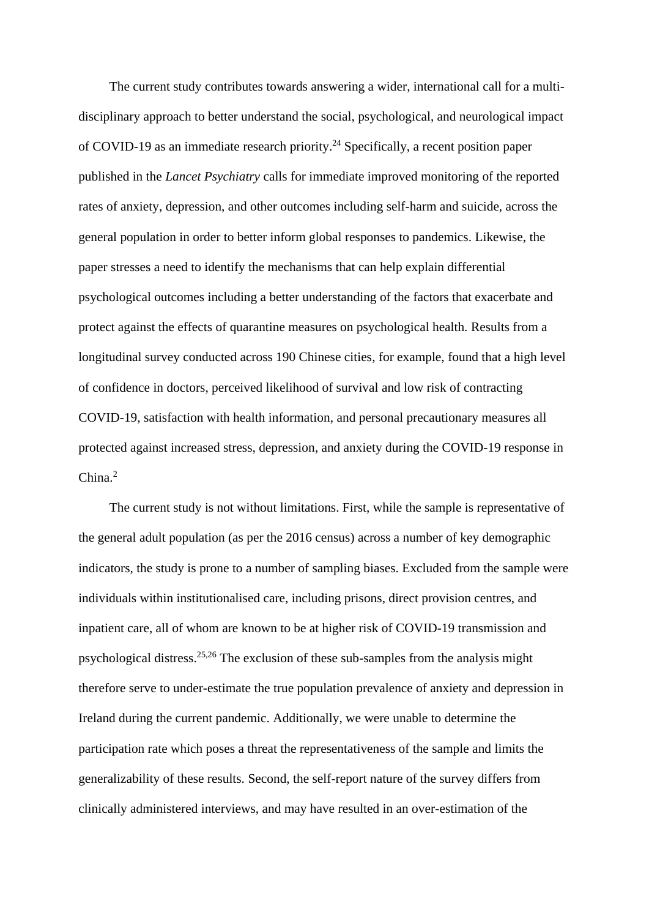The current study contributes towards answering a wider, international call for a multi-disciplinary approach to better understand the social, psychological, and neurological impact of COVID-19 as an immediate research priority.[24] Specifically, a recent position paper published in the *Lancet Psychiatry* calls for immediate improved monitoring of the reported rates of anxiety, depression, and other outcomes including self-harm and suicide, across the general population in order to better inform global responses to pandemics. Likewise, the paper stresses a need to identify the mechanisms that can help explain differential psychological outcomes including a better understanding of the factors that exacerbate and protect against the effects of quarantine measures on psychological health. Results from a longitudinal survey conducted across 190 Chinese cities, for example, found that a high level of confidence in doctors, perceived likelihood of survival and low risk of contracting COVID-19, satisfaction with health information, and personal precautionary measures all protected against increased stress, depression, and anxiety during the COVID-19 response in China.[2]

The current study is not without limitations. First, while the sample is representative of the general adult population (as per the 2016 census) across a number of key demographic indicators, the study is prone to a number of sampling biases. Excluded from the sample were individuals within institutionalised care, including prisons, direct provision centres, and inpatient care, all of whom are known to be at higher risk of COVID-19 transmission and psychological distress.[25,26] The exclusion of these sub-samples from the analysis might therefore serve to under-estimate the true population prevalence of anxiety and depression in Ireland during the current pandemic. Additionally, we were unable to determine the participation rate which poses a threat the representativeness of the sample and limits the generalizability of these results. Second, the self-report nature of the survey differs from clinically administered interviews, and may have resulted in an over-estimation of the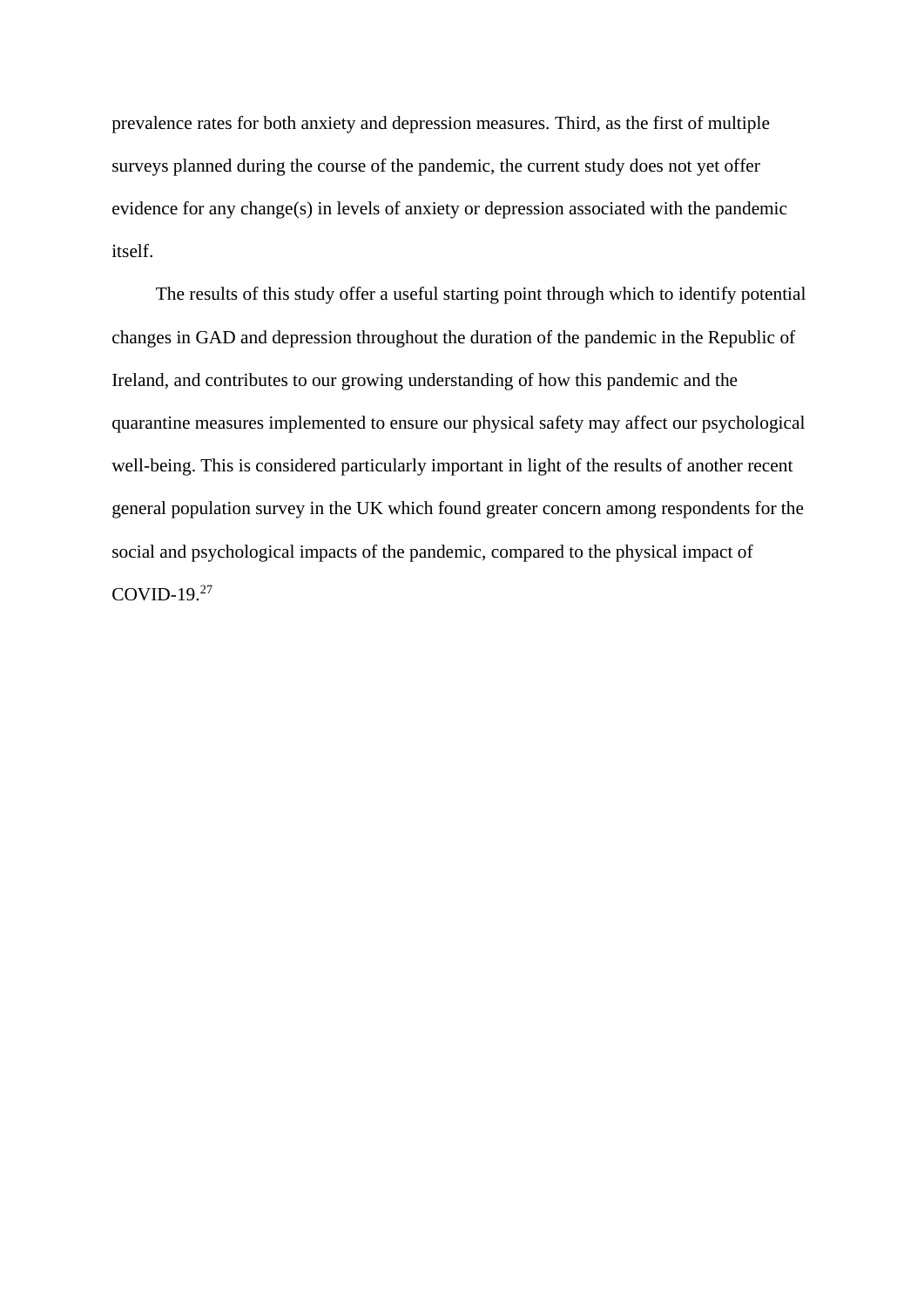prevalence rates for both anxiety and depression measures. Third, as the first of multiple surveys planned during the course of the pandemic, the current study does not yet offer evidence for any change(s) in levels of anxiety or depression associated with the pandemic itself.

The results of this study offer a useful starting point through which to identify potential changes in GAD and depression throughout the duration of the pandemic in the Republic of Ireland, and contributes to our growing understanding of how this pandemic and the quarantine measures implemented to ensure our physical safety may affect our psychological well-being. This is considered particularly important in light of the results of another recent general population survey in the UK which found greater concern among respondents for the social and psychological impacts of the pandemic, compared to the physical impact of COVID-19.[27]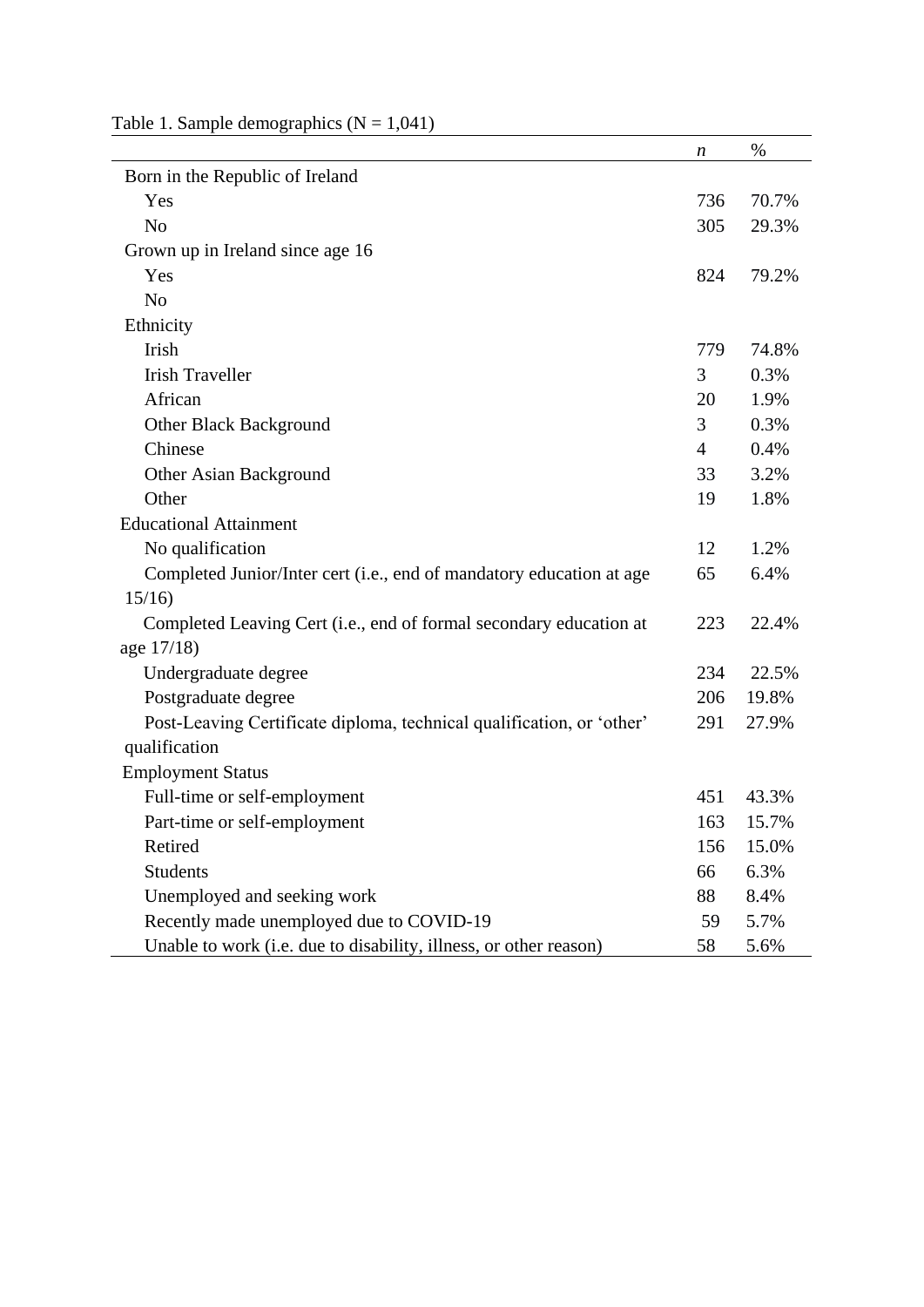Table 1. Sample demographics (N = 1,041)

| | *n* | % |
|---|---|---|
| Born in the Republic of Ireland | | |
| Yes | 736 | 70.7% |
| No | 305 | 29.3% |
| Grown up in Ireland since age 16 | | |
| Yes | 824 | 79.2% |
| No | | |
| Ethnicity | | |
| Irish | 779 | 74.8% |
| Irish Traveller | 3 | 0.3% |
| African | 20 | 1.9% |
| Other Black Background | 3 | 0.3% |
| Chinese | 4 | 0.4% |
| Other Asian Background | 33 | 3.2% |
| Other | 19 | 1.8% |
| Educational Attainment | | |
| No qualification | 12 | 1.2% |
| Completed Junior/Inter cert (i.e., end of mandatory education at age 15/16) | 65 | 6.4% |
| Completed Leaving Cert (i.e., end of formal secondary education at age 17/18) | 223 | 22.4% |
| Undergraduate degree | 234 | 22.5% |
| Postgraduate degree | 206 | 19.8% |
| Post-Leaving Certificate diploma, technical qualification, or 'other' qualification | 291 | 27.9% |
| Employment Status | | |
| Full-time or self-employment | 451 | 43.3% |
| Part-time or self-employment | 163 | 15.7% |
| Retired | 156 | 15.0% |
| Students | 66 | 6.3% |
| Unemployed and seeking work | 88 | 8.4% |
| Recently made unemployed due to COVID-19 | 59 | 5.7% |
| Unable to work (i.e. due to disability, illness, or other reason) | 58 | 5.6% |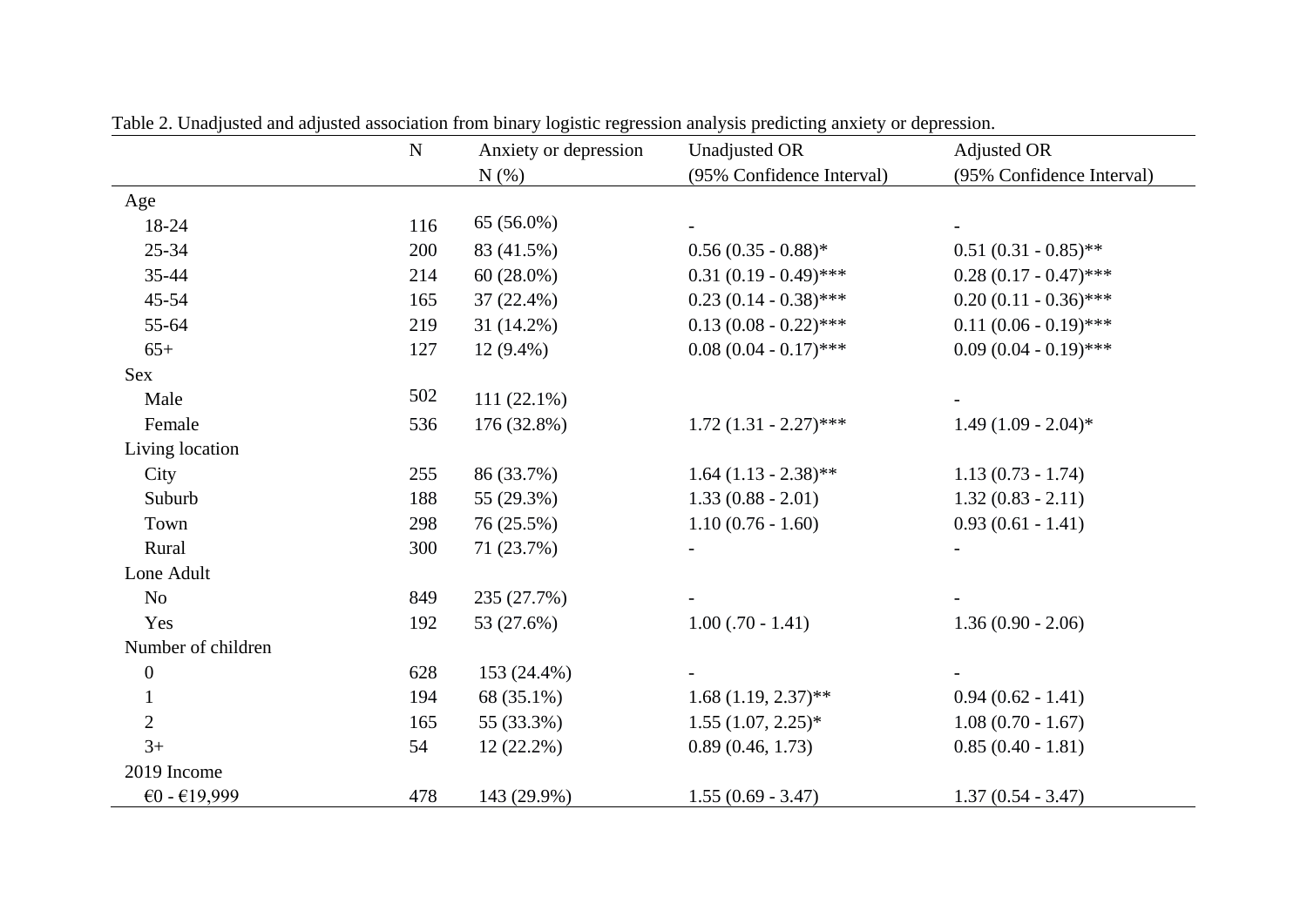Table 2. Unadjusted and adjusted association from binary logistic regression analysis predicting anxiety or depression.

| | N | Anxiety or depression N (%) | Unadjusted OR (95% Confidence Interval) | Adjusted OR (95% Confidence Interval) |
|---|---|---|---|---|
| Age | | | | |
| 18-24 | 116 | 65 (56.0%) | - | - |
| 25-34 | 200 | 83 (41.5%) | 0.56 (0.35 - 0.88)* | 0.51 (0.31 - 0.85)** |
| 35-44 | 214 | 60 (28.0%) | 0.31 (0.19 - 0.49)*** | 0.28 (0.17 - 0.47)*** |
| 45-54 | 165 | 37 (22.4%) | 0.23 (0.14 - 0.38)*** | 0.20 (0.11 - 0.36)*** |
| 55-64 | 219 | 31 (14.2%) | 0.13 (0.08 - 0.22)*** | 0.11 (0.06 - 0.19)*** |
| 65+ | 127 | 12 (9.4%) | 0.08 (0.04 - 0.17)*** | 0.09 (0.04 - 0.19)*** |
| Sex | | | | |
| Male | 502 | 111 (22.1%) | | - |
| Female | 536 | 176 (32.8%) | 1.72 (1.31 - 2.27)*** | 1.49 (1.09 - 2.04)* |
| Living location | | | | |
| City | 255 | 86 (33.7%) | 1.64 (1.13 - 2.38)** | 1.13 (0.73 - 1.74) |
| Suburb | 188 | 55 (29.3%) | 1.33 (0.88 - 2.01) | 1.32 (0.83 - 2.11) |
| Town | 298 | 76 (25.5%) | 1.10 (0.76 - 1.60) | 0.93 (0.61 - 1.41) |
| Rural | 300 | 71 (23.7%) | - | - |
| Lone Adult | | | | |
| No | 849 | 235 (27.7%) | - | - |
| Yes | 192 | 53 (27.6%) | 1.00 (.70 - 1.41) | 1.36 (0.90 - 2.06) |
| Number of children | | | | |
| 0 | 628 | 153 (24.4%) | - | - |
| 1 | 194 | 68 (35.1%) | 1.68 (1.19, 2.37)** | 0.94 (0.62 - 1.41) |
| 2 | 165 | 55 (33.3%) | 1.55 (1.07, 2.25)* | 1.08 (0.70 - 1.67) |
| 3+ | 54 | 12 (22.2%) | 0.89 (0.46, 1.73) | 0.85 (0.40 - 1.81) |
| 2019 Income | | | | |
| €0 - €19,999 | 478 | 143 (29.9%) | 1.55 (0.69 - 3.47) | 1.37 (0.54 - 3.47) |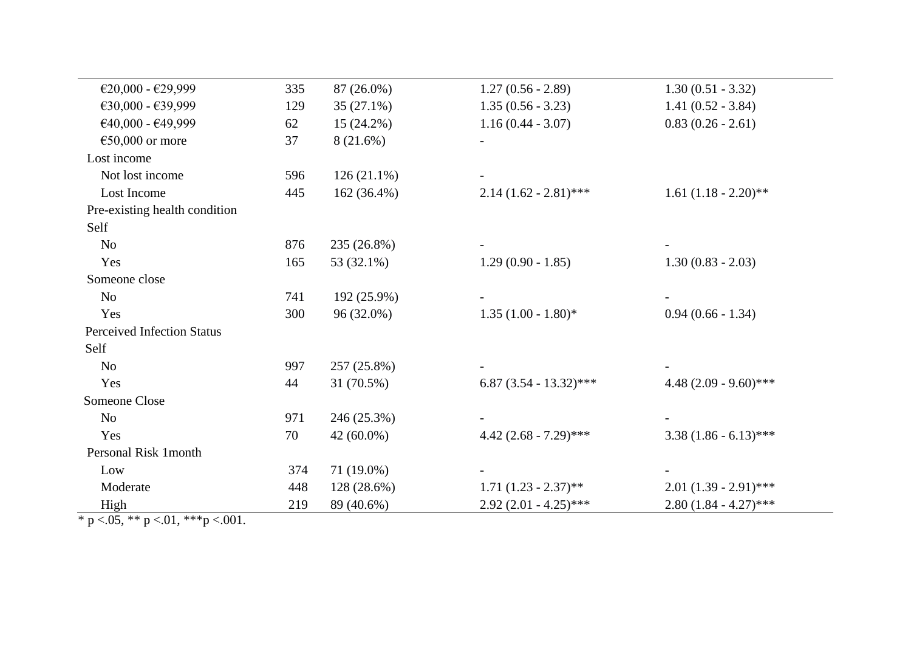| | | | | |
|---|---|---|---|---|
| €20,000 - €29,999 | 335 | 87 (26.0%) | 1.27 (0.56 - 2.89) | 1.30 (0.51 - 3.32) |
| €30,000 - €39,999 | 129 | 35 (27.1%) | 1.35 (0.56 - 3.23) | 1.41 (0.52 - 3.84) |
| €40,000 - €49,999 | 62 | 15 (24.2%) | 1.16 (0.44 - 3.07) | 0.83 (0.26 - 2.61) |
| €50,000 or more | 37 | 8 (21.6%) | - | |
| Lost income | | | | |
| Not lost income | 596 | 126 (21.1%) | - | |
| Lost Income | 445 | 162 (36.4%) | 2.14 (1.62 - 2.81)*** | 1.61 (1.18 - 2.20)** |
| Pre-existing health condition | | | | |
| Self | | | | |
| No | 876 | 235 (26.8%) | - | - |
| Yes | 165 | 53 (32.1%) | 1.29 (0.90 - 1.85) | 1.30 (0.83 - 2.03) |
| Someone close | | | | |
| No | 741 | 192 (25.9%) | - | - |
| Yes | 300 | 96 (32.0%) | 1.35 (1.00 - 1.80)* | 0.94 (0.66 - 1.34) |
| Perceived Infection Status | | | | |
| Self | | | | |
| No | 997 | 257 (25.8%) | - | - |
| Yes | 44 | 31 (70.5%) | 6.87 (3.54 - 13.32)*** | 4.48 (2.09 - 9.60)*** |
| Someone Close | | | | |
| No | 971 | 246 (25.3%) | - | - |
| Yes | 70 | 42 (60.0%) | 4.42 (2.68 - 7.29)*** | 3.38 (1.86 - 6.13)*** |
| Personal Risk 1month | | | | |
| Low | 374 | 71 (19.0%) | - | - |
| Moderate | 448 | 128 (28.6%) | 1.71 (1.23 - 2.37)** | 2.01 (1.39 - 2.91)*** |
| High | 219 | 89 (40.6%) | 2.92 (2.01 - 4.25)*** | 2.80 (1.84 - 4.27)*** |

* p <.05, ** p <.01, ***p <.001.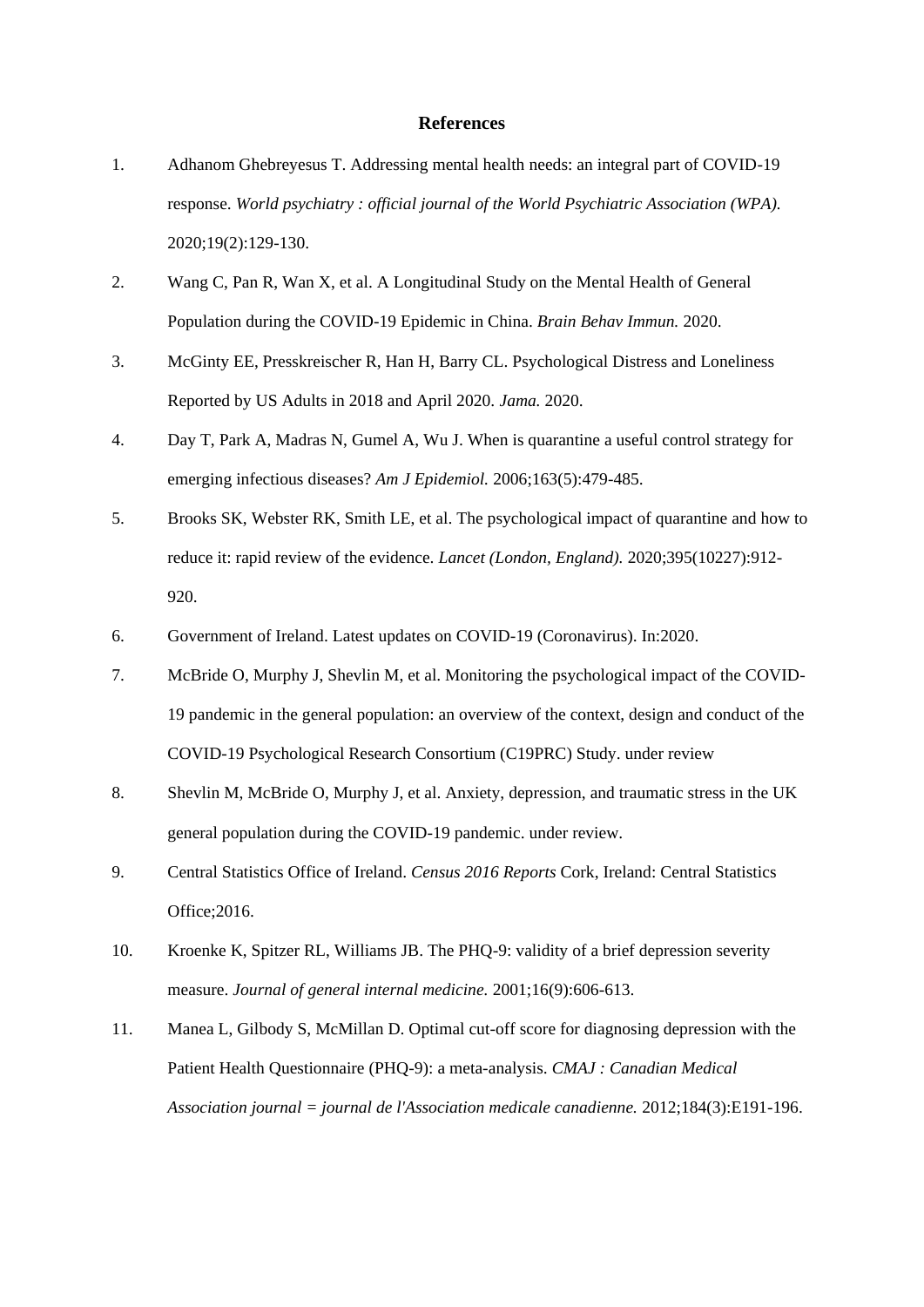# References

1. Adhanom Ghebreyesus T. Addressing mental health needs: an integral part of COVID-19 response. *World psychiatry : official journal of the World Psychiatric Association (WPA).* 2020;19(2):129-130.
2. Wang C, Pan R, Wan X, et al. A Longitudinal Study on the Mental Health of General Population during the COVID-19 Epidemic in China. *Brain Behav Immun.* 2020.
3. McGinty EE, Presskreischer R, Han H, Barry CL. Psychological Distress and Loneliness Reported by US Adults in 2018 and April 2020. *Jama.* 2020.
4. Day T, Park A, Madras N, Gumel A, Wu J. When is quarantine a useful control strategy for emerging infectious diseases? *Am J Epidemiol.* 2006;163(5):479-485.
5. Brooks SK, Webster RK, Smith LE, et al. The psychological impact of quarantine and how to reduce it: rapid review of the evidence. *Lancet (London, England).* 2020;395(10227):912-920.
6. Government of Ireland. Latest updates on COVID-19 (Coronavirus). In:2020.
7. McBride O, Murphy J, Shevlin M, et al. Monitoring the psychological impact of the COVID-19 pandemic in the general population: an overview of the context, design and conduct of the COVID-19 Psychological Research Consortium (C19PRC) Study. under review
8. Shevlin M, McBride O, Murphy J, et al. Anxiety, depression, and traumatic stress in the UK general population during the COVID-19 pandemic. under review.
9. Central Statistics Office of Ireland. *Census 2016 Reports* Cork, Ireland: Central Statistics Office;2016.
10. Kroenke K, Spitzer RL, Williams JB. The PHQ-9: validity of a brief depression severity measure. *Journal of general internal medicine.* 2001;16(9):606-613.
11. Manea L, Gilbody S, McMillan D. Optimal cut-off score for diagnosing depression with the Patient Health Questionnaire (PHQ-9): a meta-analysis. *CMAJ : Canadian Medical Association journal = journal de l'Association medicale canadienne.* 2012;184(3):E191-196.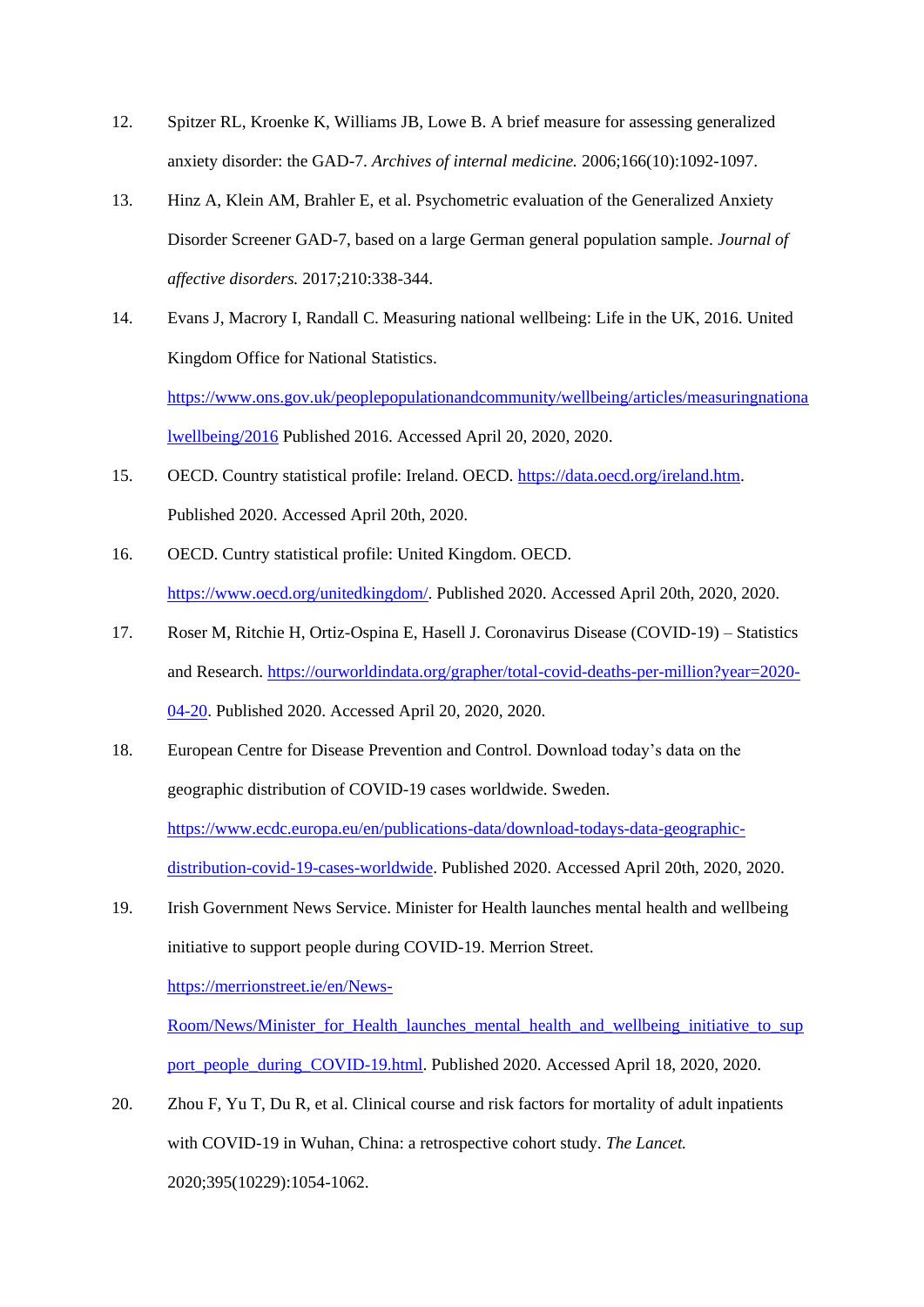12. Spitzer RL, Kroenke K, Williams JB, Lowe B. A brief measure for assessing generalized anxiety disorder: the GAD-7. *Archives of internal medicine.* 2006;166(10):1092-1097.
13. Hinz A, Klein AM, Brahler E, et al. Psychometric evaluation of the Generalized Anxiety Disorder Screener GAD-7, based on a large German general population sample. *Journal of affective disorders.* 2017;210:338-344.
14. Evans J, Macrory I, Randall C. Measuring national wellbeing: Life in the UK, 2016. United Kingdom Office for National Statistics. https://www.ons.gov.uk/peoplepopulationandcommunity/wellbeing/articles/measuringnationalwellbeing/2016 Published 2016. Accessed April 20, 2020, 2020.
15. OECD. Country statistical profile: Ireland. OECD. https://data.oecd.org/ireland.htm. Published 2020. Accessed April 20th, 2020.
16. OECD. Cuntry statistical profile: United Kingdom. OECD. https://www.oecd.org/unitedkingdom/. Published 2020. Accessed April 20th, 2020, 2020.
17. Roser M, Ritchie H, Ortiz-Ospina E, Hasell J. Coronavirus Disease (COVID-19) – Statistics and Research. https://ourworldindata.org/grapher/total-covid-deaths-per-million?year=2020-04-20. Published 2020. Accessed April 20, 2020, 2020.
18. European Centre for Disease Prevention and Control. Download today's data on the geographic distribution of COVID-19 cases worldwide. Sweden. https://www.ecdc.europa.eu/en/publications-data/download-todays-data-geographic-distribution-covid-19-cases-worldwide. Published 2020. Accessed April 20th, 2020, 2020.
19. Irish Government News Service. Minister for Health launches mental health and wellbeing initiative to support people during COVID-19. Merrion Street. https://merrionstreet.ie/en/News-Room/News/Minister_for_Health_launches_mental_health_and_wellbeing_initiative_to_support_people_during_COVID-19.html. Published 2020. Accessed April 18, 2020, 2020.
20. Zhou F, Yu T, Du R, et al. Clinical course and risk factors for mortality of adult inpatients with COVID-19 in Wuhan, China: a retrospective cohort study. *The Lancet.* 2020;395(10229):1054-1062.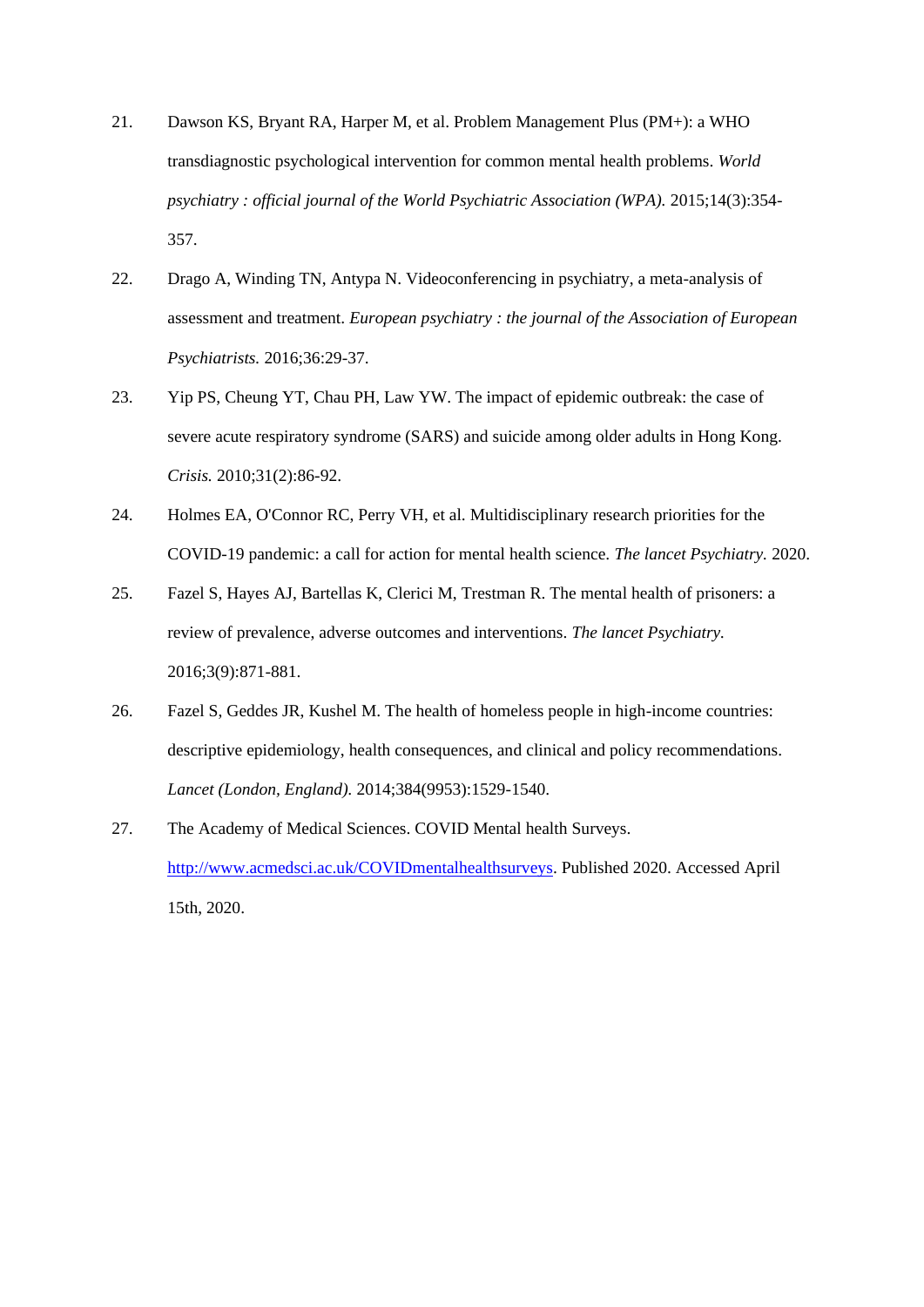21. Dawson KS, Bryant RA, Harper M, et al. Problem Management Plus (PM+): a WHO transdiagnostic psychological intervention for common mental health problems. *World psychiatry : official journal of the World Psychiatric Association (WPA).* 2015;14(3):354-357.

22. Drago A, Winding TN, Antypa N. Videoconferencing in psychiatry, a meta-analysis of assessment and treatment. *European psychiatry : the journal of the Association of European Psychiatrists.* 2016;36:29-37.

23. Yip PS, Cheung YT, Chau PH, Law YW. The impact of epidemic outbreak: the case of severe acute respiratory syndrome (SARS) and suicide among older adults in Hong Kong. *Crisis.* 2010;31(2):86-92.

24. Holmes EA, O'Connor RC, Perry VH, et al. Multidisciplinary research priorities for the COVID-19 pandemic: a call for action for mental health science. *The lancet Psychiatry.* 2020.

25. Fazel S, Hayes AJ, Bartellas K, Clerici M, Trestman R. The mental health of prisoners: a review of prevalence, adverse outcomes and interventions. *The lancet Psychiatry.* 2016;3(9):871-881.

26. Fazel S, Geddes JR, Kushel M. The health of homeless people in high-income countries: descriptive epidemiology, health consequences, and clinical and policy recommendations. *Lancet (London, England).* 2014;384(9953):1529-1540.

27. The Academy of Medical Sciences. COVID Mental health Surveys. http://www.acmedsci.ac.uk/COVIDmentalhealthsurveys. Published 2020. Accessed April 15th, 2020.